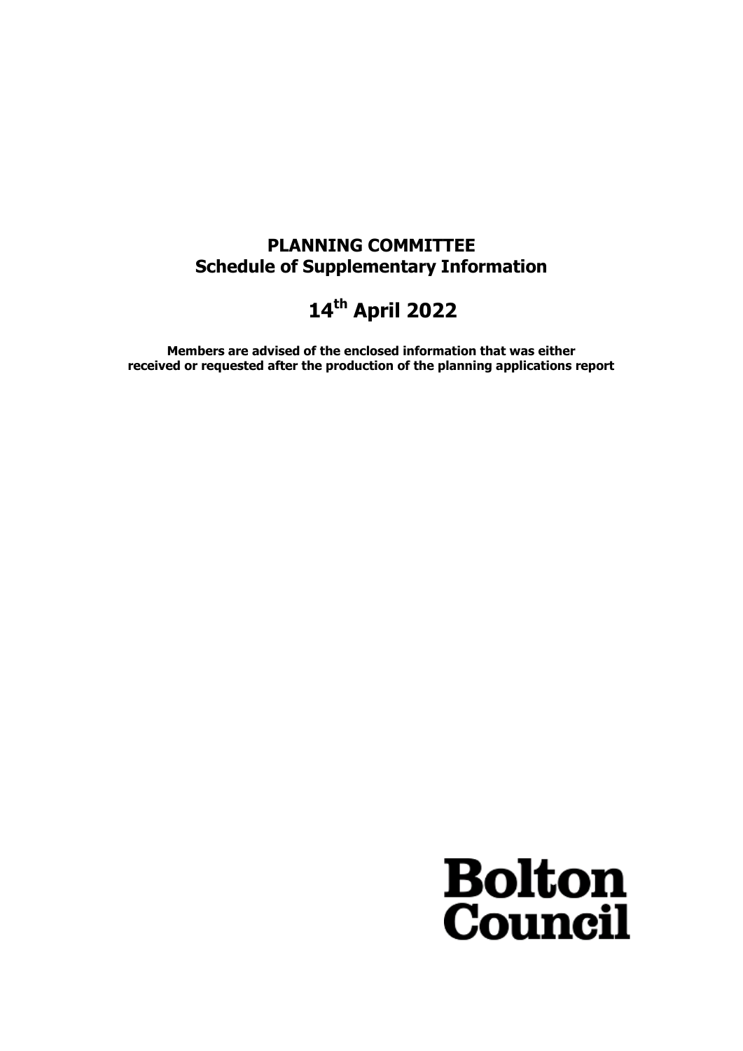# PLANNING COMMITTEE
## Schedule of Supplementary Information

# 14th April 2022

**Members are advised of the enclosed information that was either received or requested after the production of the planning applications report**

**Bolton Council**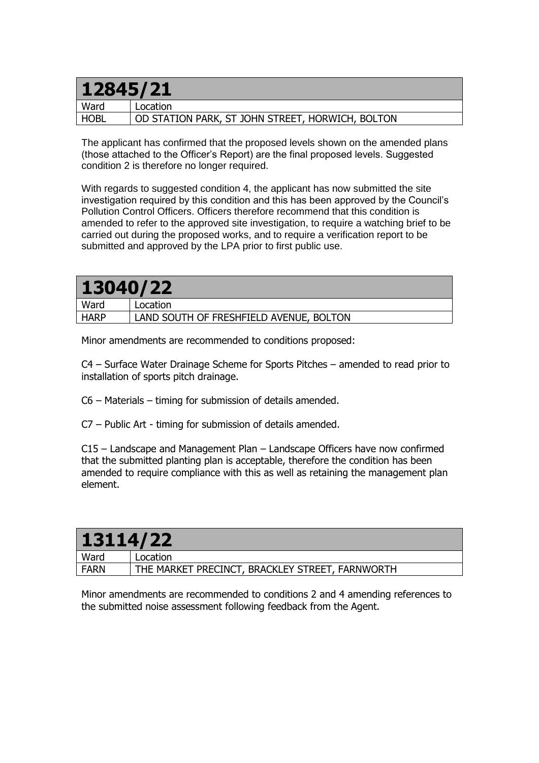## 12845/21

| Ward | Location |
|---|---|
| HOBL | OD STATION PARK, ST JOHN STREET, HORWICH, BOLTON |

The applicant has confirmed that the proposed levels shown on the amended plans (those attached to the Officer's Report) are the final proposed levels. Suggested condition 2 is therefore no longer required.

With regards to suggested condition 4, the applicant has now submitted the site investigation required by this condition and this has been approved by the Council's Pollution Control Officers. Officers therefore recommend that this condition is amended to refer to the approved site investigation, to require a watching brief to be carried out during the proposed works, and to require a verification report to be submitted and approved by the LPA prior to first public use.

## 13040/22

| Ward | Location |
|---|---|
| HARP | LAND SOUTH OF FRESHFIELD AVENUE, BOLTON |

Minor amendments are recommended to conditions proposed:

C4 – Surface Water Drainage Scheme for Sports Pitches – amended to read prior to installation of sports pitch drainage.

C6 – Materials – timing for submission of details amended.

C7 – Public Art - timing for submission of details amended.

C15 – Landscape and Management Plan – Landscape Officers have now confirmed that the submitted planting plan is acceptable, therefore the condition has been amended to require compliance with this as well as retaining the management plan element.

## 13114/22

| Ward | Location |
|---|---|
| FARN | THE MARKET PRECINCT, BRACKLEY STREET, FARNWORTH |

Minor amendments are recommended to conditions 2 and 4 amending references to the submitted noise assessment following feedback from the Agent.